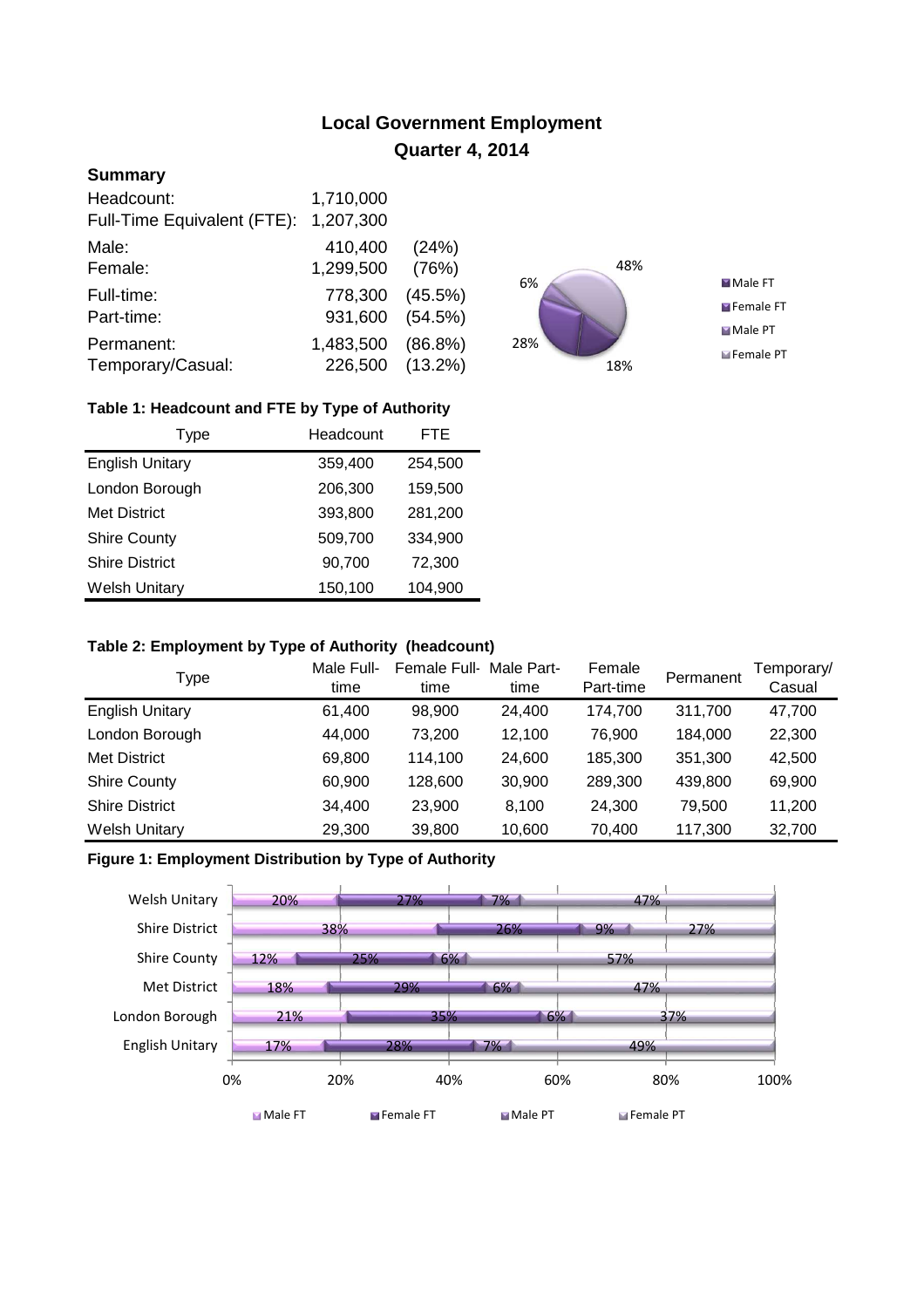# Local Government Employment

## Quarter 4, 2014

### Summary

| | | |
|---|---|---|
| Headcount: | 1,710,000 | |
| Full-Time Equivalent (FTE): | 1,207,300 | |
| Male: | 410,400 | (24%) |
| Female: | 1,299,500 | (76%) |
| Full-time: | 778,300 | (45.5%) |
| Part-time: | 931,600 | (54.5%) |
| Permanent: | 1,483,500 | (86.8%) |
| Temporary/Casual: | 226,500 | (13.2%) |

48%
6%
28%
18%

Male FT
Female FT
Male PT
Female PT

**Table 1: Headcount and FTE by Type of Authority**

| Type | Headcount | FTE |
|---|---|---|
| English Unitary | 359,400 | 254,500 |
| London Borough | 206,300 | 159,500 |
| Met District | 393,800 | 281,200 |
| Shire County | 509,700 | 334,900 |
| Shire District | 90,700 | 72,300 |
| Welsh Unitary | 150,100 | 104,900 |

**Table 2: Employment by Type of Authority (headcount)**

| Type | Male Full-time | Female Full-time | Male Part-time | Female Part-time | Permanent | Temporary/ Casual |
|---|---|---|---|---|---|---|
| English Unitary | 61,400 | 98,900 | 24,400 | 174,700 | 311,700 | 47,700 |
| London Borough | 44,000 | 73,200 | 12,100 | 76,900 | 184,000 | 22,300 |
| Met District | 69,800 | 114,100 | 24,600 | 185,300 | 351,300 | 42,500 |
| Shire County | 60,900 | 128,600 | 30,900 | 289,300 | 439,800 | 69,900 |
| Shire District | 34,400 | 23,900 | 8,100 | 24,300 | 79,500 | 11,200 |
| Welsh Unitary | 29,300 | 39,800 | 10,600 | 70,400 | 117,300 | 32,700 |

**Figure 1: Employment Distribution by Type of Authority**

| Type | Male FT | Female FT | Male PT | Female PT |
|---|---|---|---|---|
| Welsh Unitary | 20% | 27% | 7% | 47% |
| Shire District | 38% | 26% | 9% | 27% |
| Shire County | 12% | 25% | 6% | 57% |
| Met District | 18% | 29% | 6% | 47% |
| London Borough | 21% | 35% | 6% | 37% |
| English Unitary | 17% | 28% | 7% | 49% |

0% 20% 40% 60% 80% 100%

Male FT Female FT Male PT Female PT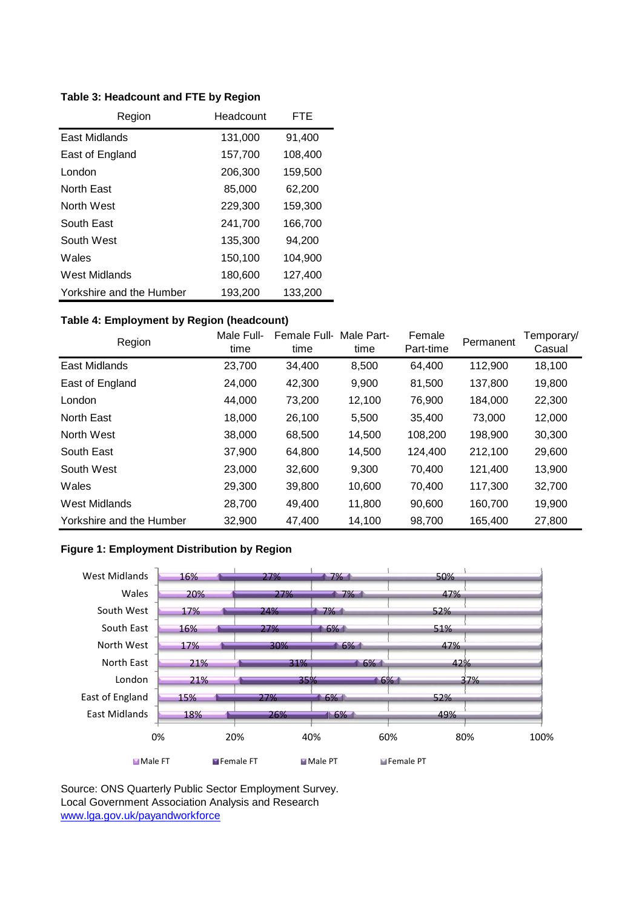**Table 3: Headcount and FTE by Region**

| Region | Headcount | FTE |
|---|---|---|
| East Midlands | 131,000 | 91,400 |
| East of England | 157,700 | 108,400 |
| London | 206,300 | 159,500 |
| North East | 85,000 | 62,200 |
| North West | 229,300 | 159,300 |
| South East | 241,700 | 166,700 |
| South West | 135,300 | 94,200 |
| Wales | 150,100 | 104,900 |
| West Midlands | 180,600 | 127,400 |
| Yorkshire and the Humber | 193,200 | 133,200 |

**Table 4: Employment by Region (headcount)**

| Region | Male Full-time | Female Full-time | Male Part-time | Female Part-time | Permanent | Temporary/ Casual |
|---|---|---|---|---|---|---|
| East Midlands | 23,700 | 34,400 | 8,500 | 64,400 | 112,900 | 18,100 |
| East of England | 24,000 | 42,300 | 9,900 | 81,500 | 137,800 | 19,800 |
| London | 44,000 | 73,200 | 12,100 | 76,900 | 184,000 | 22,300 |
| North East | 18,000 | 26,100 | 5,500 | 35,400 | 73,000 | 12,000 |
| North West | 38,000 | 68,500 | 14,500 | 108,200 | 198,900 | 30,300 |
| South East | 37,900 | 64,800 | 14,500 | 124,400 | 212,100 | 29,600 |
| South West | 23,000 | 32,600 | 9,300 | 70,400 | 121,400 | 13,900 |
| Wales | 29,300 | 39,800 | 10,600 | 70,400 | 117,300 | 32,700 |
| West Midlands | 28,700 | 49,400 | 11,800 | 90,600 | 160,700 | 19,900 |
| Yorkshire and the Humber | 32,900 | 47,400 | 14,100 | 98,700 | 165,400 | 27,800 |

**Figure 1: Employment Distribution by Region**

West Midlands 16% 27% 7% 50%
Wales 20% 27% 7% 47%
South West 17% 24% 7% 52%
South East 16% 27% 6% 51%
North West 17% 30% 6% 47%
North East 21% 31% 6% 42%
London 21% 35% 6% 37%
East of England 15% 27% 6% 52%
East Midlands 18% 26% 6% 49%

0% 20% 40% 60% 80% 100%

Male FT Female FT Male PT Female PT

Source: ONS Quarterly Public Sector Employment Survey.
Local Government Association Analysis and Research
www.lga.gov.uk/payandworkforce